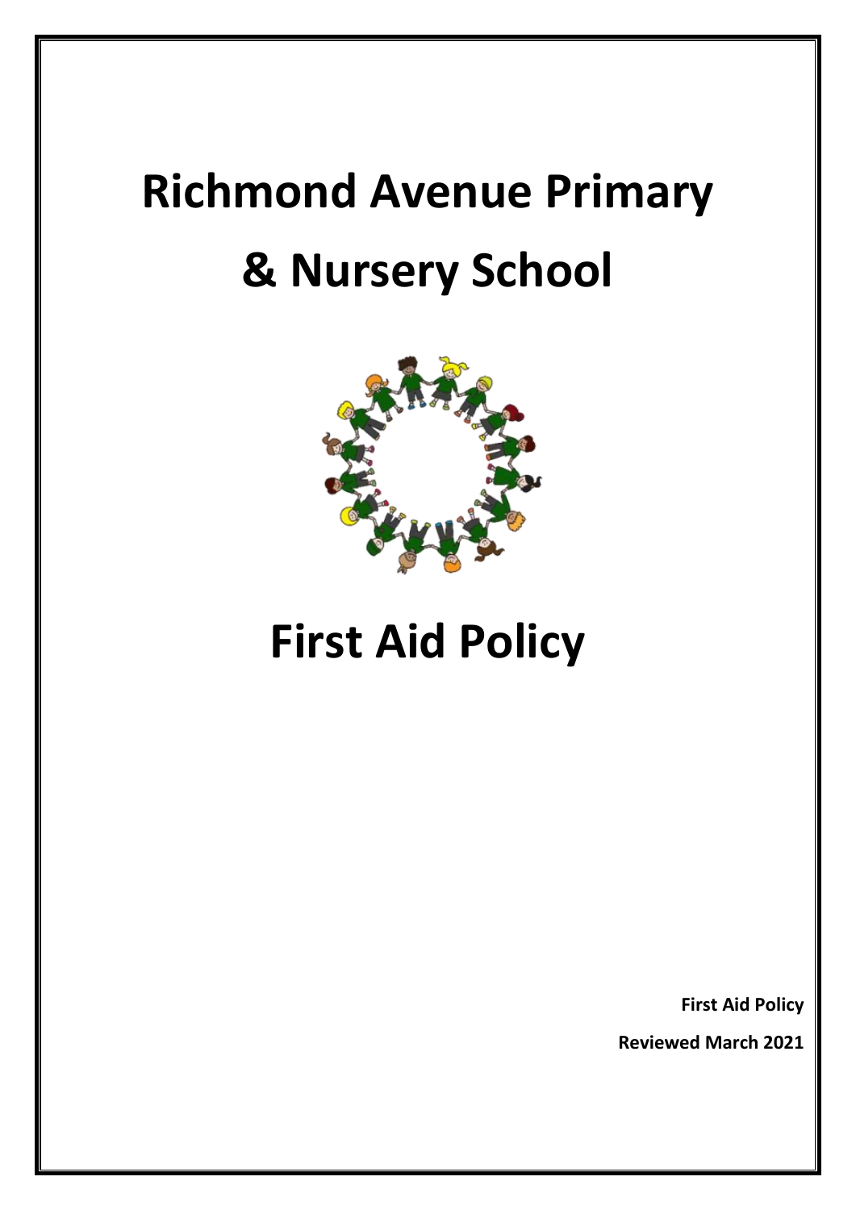# Richmond Avenue Primary & Nursery School

# First Aid Policy

**First Aid Policy**

**Reviewed March 2021**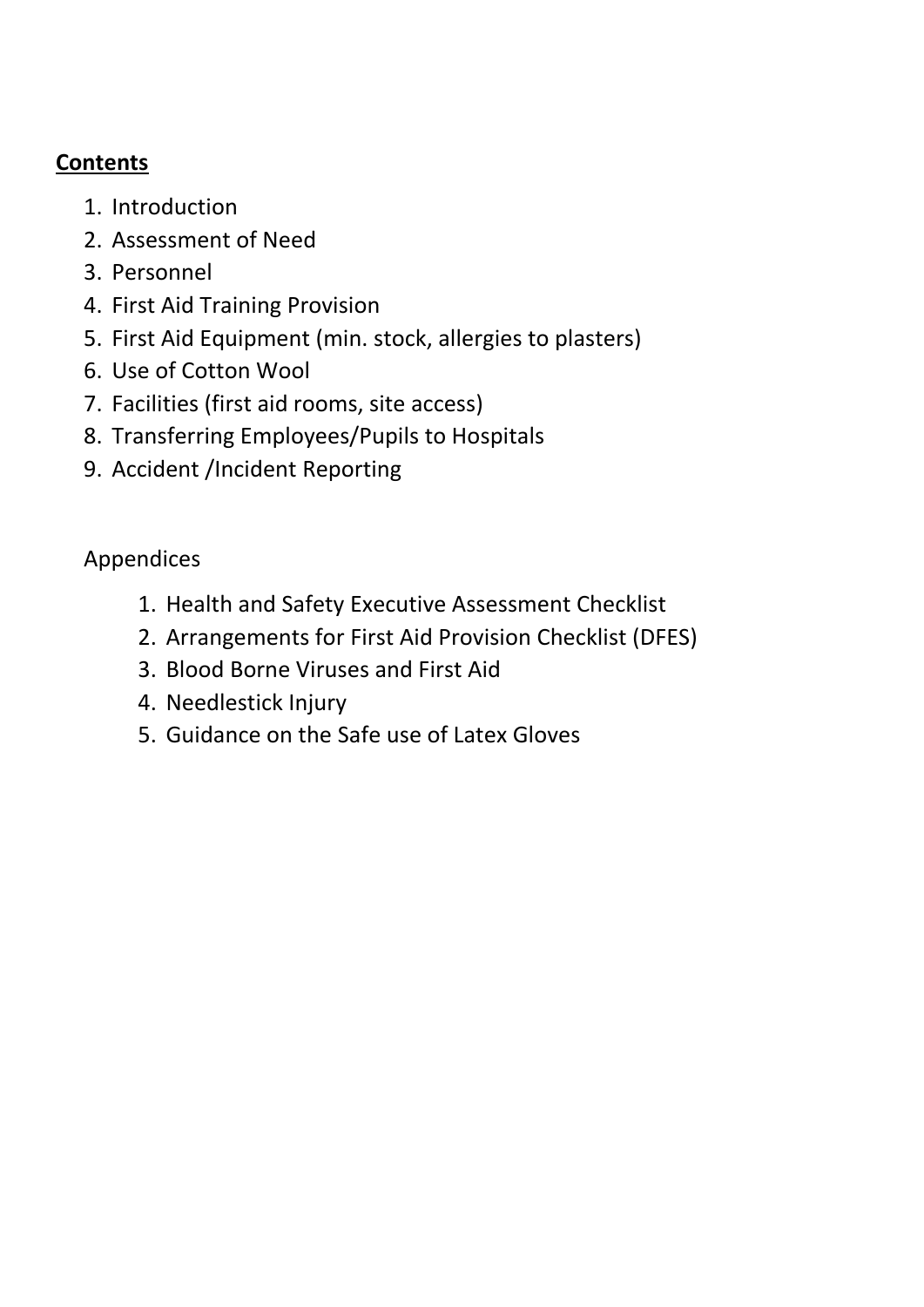**Contents**

1. Introduction
2. Assessment of Need
3. Personnel
4. First Aid Training Provision
5. First Aid Equipment (min. stock, allergies to plasters)
6. Use of Cotton Wool
7. Facilities (first aid rooms, site access)
8. Transferring Employees/Pupils to Hospitals
9. Accident /Incident Reporting

Appendices

1. Health and Safety Executive Assessment Checklist
2. Arrangements for First Aid Provision Checklist (DFES)
3. Blood Borne Viruses and First Aid
4. Needlestick Injury
5. Guidance on the Safe use of Latex Gloves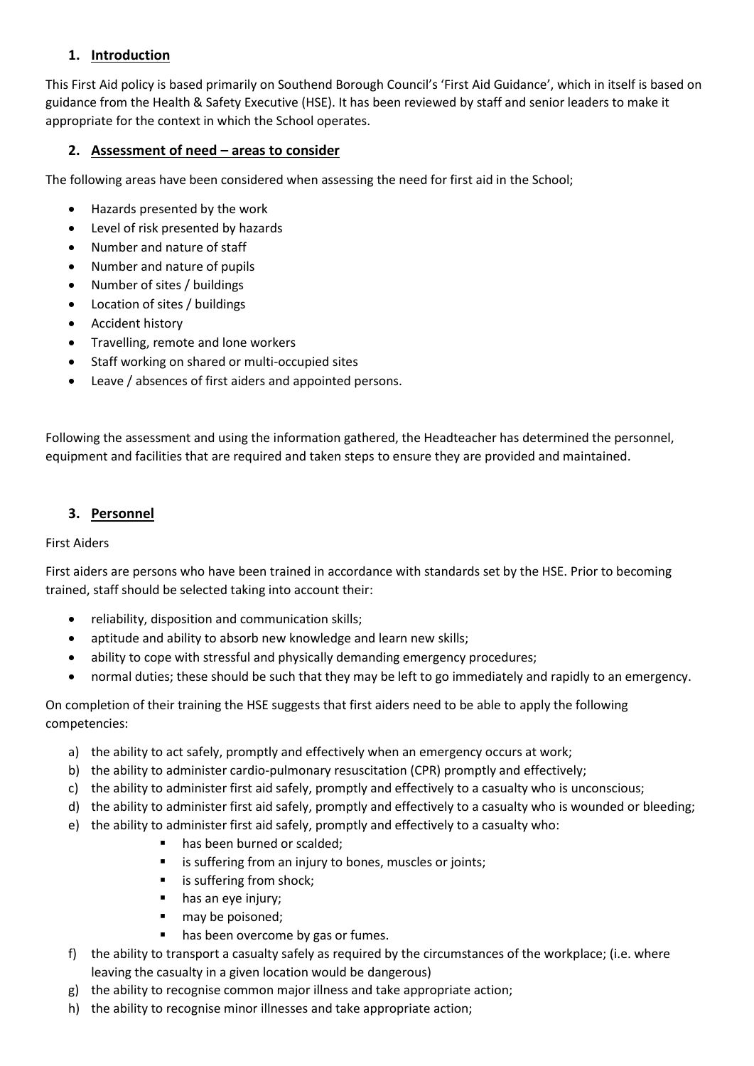## 1. Introduction

This First Aid policy is based primarily on Southend Borough Council's 'First Aid Guidance', which in itself is based on guidance from the Health & Safety Executive (HSE). It has been reviewed by staff and senior leaders to make it appropriate for the context in which the School operates.

## 2. Assessment of need – areas to consider

The following areas have been considered when assessing the need for first aid in the School;

- Hazards presented by the work
- Level of risk presented by hazards
- Number and nature of staff
- Number and nature of pupils
- Number of sites / buildings
- Location of sites / buildings
- Accident history
- Travelling, remote and lone workers
- Staff working on shared or multi-occupied sites
- Leave / absences of first aiders and appointed persons.

Following the assessment and using the information gathered, the Headteacher has determined the personnel, equipment and facilities that are required and taken steps to ensure they are provided and maintained.

## 3. Personnel

First Aiders

First aiders are persons who have been trained in accordance with standards set by the HSE. Prior to becoming trained, staff should be selected taking into account their:

- reliability, disposition and communication skills;
- aptitude and ability to absorb new knowledge and learn new skills;
- ability to cope with stressful and physically demanding emergency procedures;
- normal duties; these should be such that they may be left to go immediately and rapidly to an emergency.

On completion of their training the HSE suggests that first aiders need to be able to apply the following competencies:

a) the ability to act safely, promptly and effectively when an emergency occurs at work;
b) the ability to administer cardio-pulmonary resuscitation (CPR) promptly and effectively;
c) the ability to administer first aid safely, promptly and effectively to a casualty who is unconscious;
d) the ability to administer first aid safely, promptly and effectively to a casualty who is wounded or bleeding;
e) the ability to administer first aid safely, promptly and effectively to a casualty who:
    - has been burned or scalded;
    - is suffering from an injury to bones, muscles or joints;
    - is suffering from shock;
    - has an eye injury;
    - may be poisoned;
    - has been overcome by gas or fumes.
f) the ability to transport a casualty safely as required by the circumstances of the workplace; (i.e. where leaving the casualty in a given location would be dangerous)
g) the ability to recognise common major illness and take appropriate action;
h) the ability to recognise minor illnesses and take appropriate action;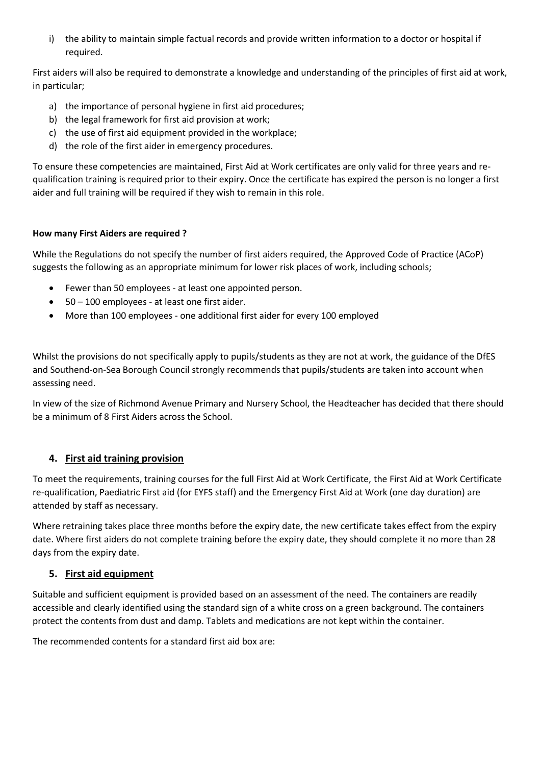i) the ability to maintain simple factual records and provide written information to a doctor or hospital if required.

First aiders will also be required to demonstrate a knowledge and understanding of the principles of first aid at work, in particular;

a) the importance of personal hygiene in first aid procedures;
b) the legal framework for first aid provision at work;
c) the use of first aid equipment provided in the workplace;
d) the role of the first aider in emergency procedures.

To ensure these competencies are maintained, First Aid at Work certificates are only valid for three years and re-qualification training is required prior to their expiry. Once the certificate has expired the person is no longer a first aider and full training will be required if they wish to remain in this role.

**How many First Aiders are required ?**

While the Regulations do not specify the number of first aiders required, the Approved Code of Practice (ACoP) suggests the following as an appropriate minimum for lower risk places of work, including schools;

- Fewer than 50 employees - at least one appointed person.
- 50 – 100 employees - at least one first aider.
- More than 100 employees - one additional first aider for every 100 employed

Whilst the provisions do not specifically apply to pupils/students as they are not at work, the guidance of the DfES and Southend-on-Sea Borough Council strongly recommends that pupils/students are taken into account when assessing need.

In view of the size of Richmond Avenue Primary and Nursery School, the Headteacher has decided that there should be a minimum of 8 First Aiders across the School.

## 4. First aid training provision

To meet the requirements, training courses for the full First Aid at Work Certificate, the First Aid at Work Certificate re-qualification, Paediatric First aid (for EYFS staff) and the Emergency First Aid at Work (one day duration) are attended by staff as necessary.

Where retraining takes place three months before the expiry date, the new certificate takes effect from the expiry date. Where first aiders do not complete training before the expiry date, they should complete it no more than 28 days from the expiry date.

## 5. First aid equipment

Suitable and sufficient equipment is provided based on an assessment of the need. The containers are readily accessible and clearly identified using the standard sign of a white cross on a green background. The containers protect the contents from dust and damp. Tablets and medications are not kept within the container.

The recommended contents for a standard first aid box are: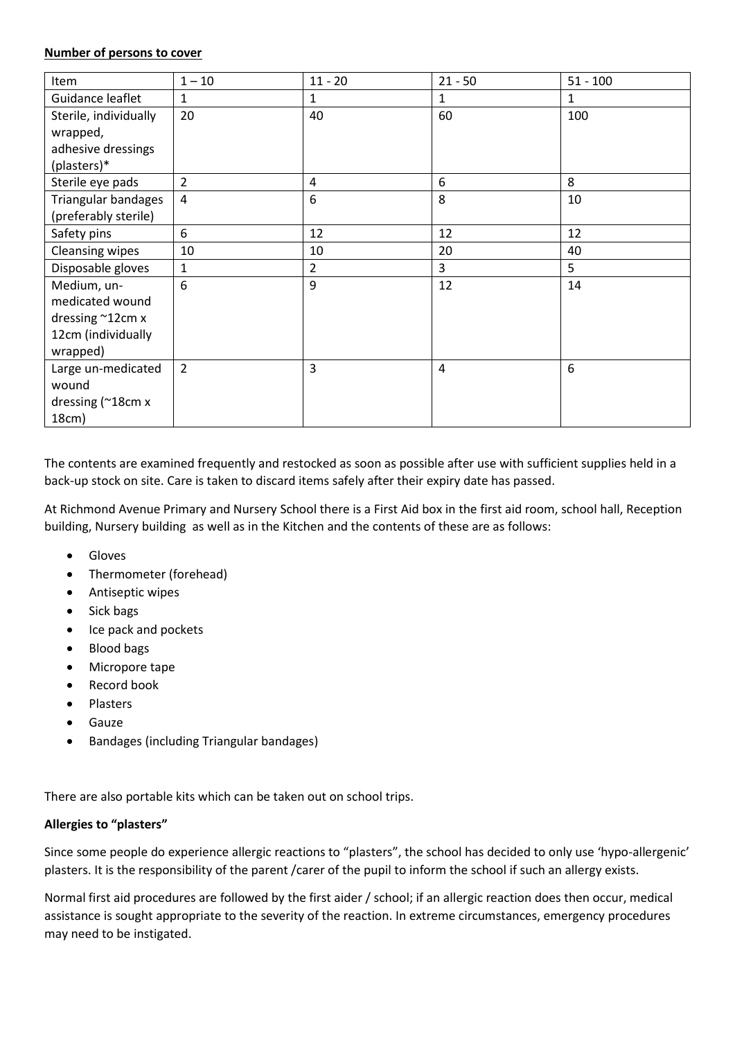**Number of persons to cover**

| Item | 1 – 10 | 11 - 20 | 21 - 50 | 51 - 100 |
| --- | --- | --- | --- | --- |
| Guidance leaflet | 1 | 1 | 1 | 1 |
| Sterile, individually wrapped, adhesive dressings (plasters)* | 20 | 40 | 60 | 100 |
| Sterile eye pads | 2 | 4 | 6 | 8 |
| Triangular bandages (preferably sterile) | 4 | 6 | 8 | 10 |
| Safety pins | 6 | 12 | 12 | 12 |
| Cleansing wipes | 10 | 10 | 20 | 40 |
| Disposable gloves | 1 | 2 | 3 | 5 |
| Medium, un-medicated wound dressing ~12cm x 12cm (individually wrapped) | 6 | 9 | 12 | 14 |
| Large un-medicated wound dressing (~18cm x 18cm) | 2 | 3 | 4 | 6 |

The contents are examined frequently and restocked as soon as possible after use with sufficient supplies held in a back-up stock on site. Care is taken to discard items safely after their expiry date has passed.

At Richmond Avenue Primary and Nursery School there is a First Aid box in the first aid room, school hall, Reception building, Nursery building as well as in the Kitchen and the contents of these are as follows:

- Gloves
- Thermometer (forehead)
- Antiseptic wipes
- Sick bags
- Ice pack and pockets
- Blood bags
- Micropore tape
- Record book
- Plasters
- Gauze
- Bandages (including Triangular bandages)

There are also portable kits which can be taken out on school trips.

**Allergies to "plasters"**

Since some people do experience allergic reactions to "plasters", the school has decided to only use 'hypo-allergenic' plasters. It is the responsibility of the parent /carer of the pupil to inform the school if such an allergy exists.

Normal first aid procedures are followed by the first aider / school; if an allergic reaction does then occur, medical assistance is sought appropriate to the severity of the reaction. In extreme circumstances, emergency procedures may need to be instigated.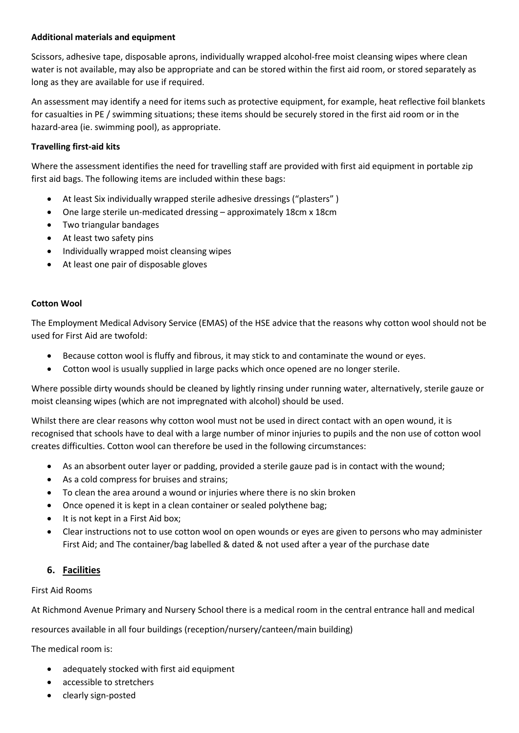**Additional materials and equipment**

Scissors, adhesive tape, disposable aprons, individually wrapped alcohol-free moist cleansing wipes where clean water is not available, may also be appropriate and can be stored within the first aid room, or stored separately as long as they are available for use if required.

An assessment may identify a need for items such as protective equipment, for example, heat reflective foil blankets for casualties in PE / swimming situations; these items should be securely stored in the first aid room or in the hazard-area (ie. swimming pool), as appropriate.

**Travelling first-aid kits**

Where the assessment identifies the need for travelling staff are provided with first aid equipment in portable zip first aid bags. The following items are included within these bags:

- At least Six individually wrapped sterile adhesive dressings ("plasters" )
- One large sterile un-medicated dressing – approximately 18cm x 18cm
- Two triangular bandages
- At least two safety pins
- Individually wrapped moist cleansing wipes
- At least one pair of disposable gloves

**Cotton Wool**

The Employment Medical Advisory Service (EMAS) of the HSE advice that the reasons why cotton wool should not be used for First Aid are twofold:

- Because cotton wool is fluffy and fibrous, it may stick to and contaminate the wound or eyes.
- Cotton wool is usually supplied in large packs which once opened are no longer sterile.

Where possible dirty wounds should be cleaned by lightly rinsing under running water, alternatively, sterile gauze or moist cleansing wipes (which are not impregnated with alcohol) should be used.

Whilst there are clear reasons why cotton wool must not be used in direct contact with an open wound, it is recognised that schools have to deal with a large number of minor injuries to pupils and the non use of cotton wool creates difficulties. Cotton wool can therefore be used in the following circumstances:

- As an absorbent outer layer or padding, provided a sterile gauze pad is in contact with the wound;
- As a cold compress for bruises and strains;
- To clean the area around a wound or injuries where there is no skin broken
- Once opened it is kept in a clean container or sealed polythene bag;
- It is not kept in a First Aid box;
- Clear instructions not to use cotton wool on open wounds or eyes are given to persons who may administer First Aid; and The container/bag labelled & dated & not used after a year of the purchase date

## 6. Facilities

First Aid Rooms

At Richmond Avenue Primary and Nursery School there is a medical room in the central entrance hall and medical resources available in all four buildings (reception/nursery/canteen/main building)

The medical room is:

- adequately stocked with first aid equipment
- accessible to stretchers
- clearly sign-posted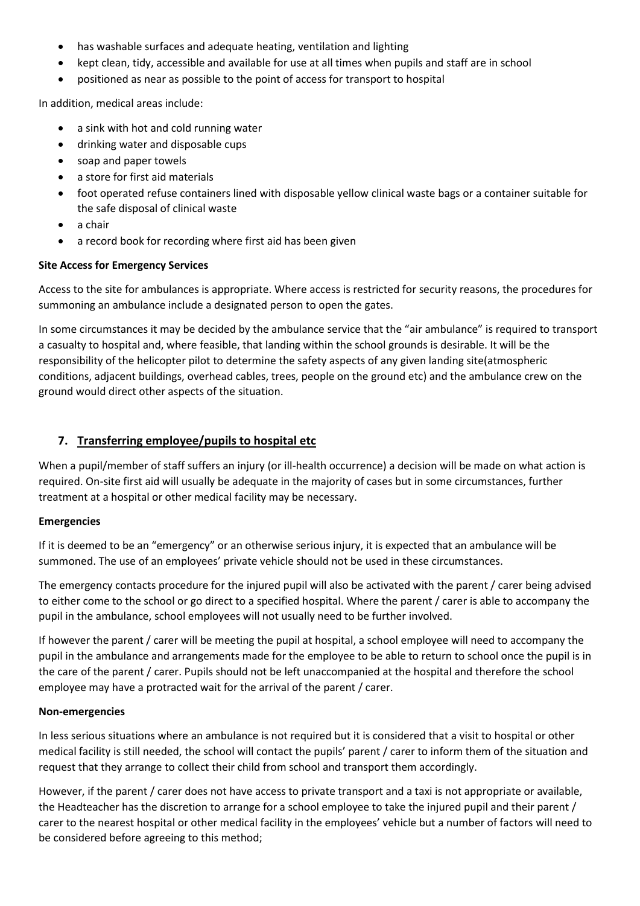- has washable surfaces and adequate heating, ventilation and lighting
- kept clean, tidy, accessible and available for use at all times when pupils and staff are in school
- positioned as near as possible to the point of access for transport to hospital

In addition, medical areas include:

- a sink with hot and cold running water
- drinking water and disposable cups
- soap and paper towels
- a store for first aid materials
- foot operated refuse containers lined with disposable yellow clinical waste bags or a container suitable for the safe disposal of clinical waste
- a chair
- a record book for recording where first aid has been given

**Site Access for Emergency Services**

Access to the site for ambulances is appropriate. Where access is restricted for security reasons, the procedures for summoning an ambulance include a designated person to open the gates.

In some circumstances it may be decided by the ambulance service that the "air ambulance" is required to transport a casualty to hospital and, where feasible, that landing within the school grounds is desirable. It will be the responsibility of the helicopter pilot to determine the safety aspects of any given landing site(atmospheric conditions, adjacent buildings, overhead cables, trees, people on the ground etc) and the ambulance crew on the ground would direct other aspects of the situation.

## 7. Transferring employee/pupils to hospital etc

When a pupil/member of staff suffers an injury (or ill-health occurrence) a decision will be made on what action is required. On-site first aid will usually be adequate in the majority of cases but in some circumstances, further treatment at a hospital or other medical facility may be necessary.

**Emergencies**

If it is deemed to be an "emergency" or an otherwise serious injury, it is expected that an ambulance will be summoned. The use of an employees' private vehicle should not be used in these circumstances.

The emergency contacts procedure for the injured pupil will also be activated with the parent / carer being advised to either come to the school or go direct to a specified hospital. Where the parent / carer is able to accompany the pupil in the ambulance, school employees will not usually need to be further involved.

If however the parent / carer will be meeting the pupil at hospital, a school employee will need to accompany the pupil in the ambulance and arrangements made for the employee to be able to return to school once the pupil is in the care of the parent / carer. Pupils should not be left unaccompanied at the hospital and therefore the school employee may have a protracted wait for the arrival of the parent / carer.

**Non-emergencies**

In less serious situations where an ambulance is not required but it is considered that a visit to hospital or other medical facility is still needed, the school will contact the pupils' parent / carer to inform them of the situation and request that they arrange to collect their child from school and transport them accordingly.

However, if the parent / carer does not have access to private transport and a taxi is not appropriate or available, the Headteacher has the discretion to arrange for a school employee to take the injured pupil and their parent / carer to the nearest hospital or other medical facility in the employees' vehicle but a number of factors will need to be considered before agreeing to this method;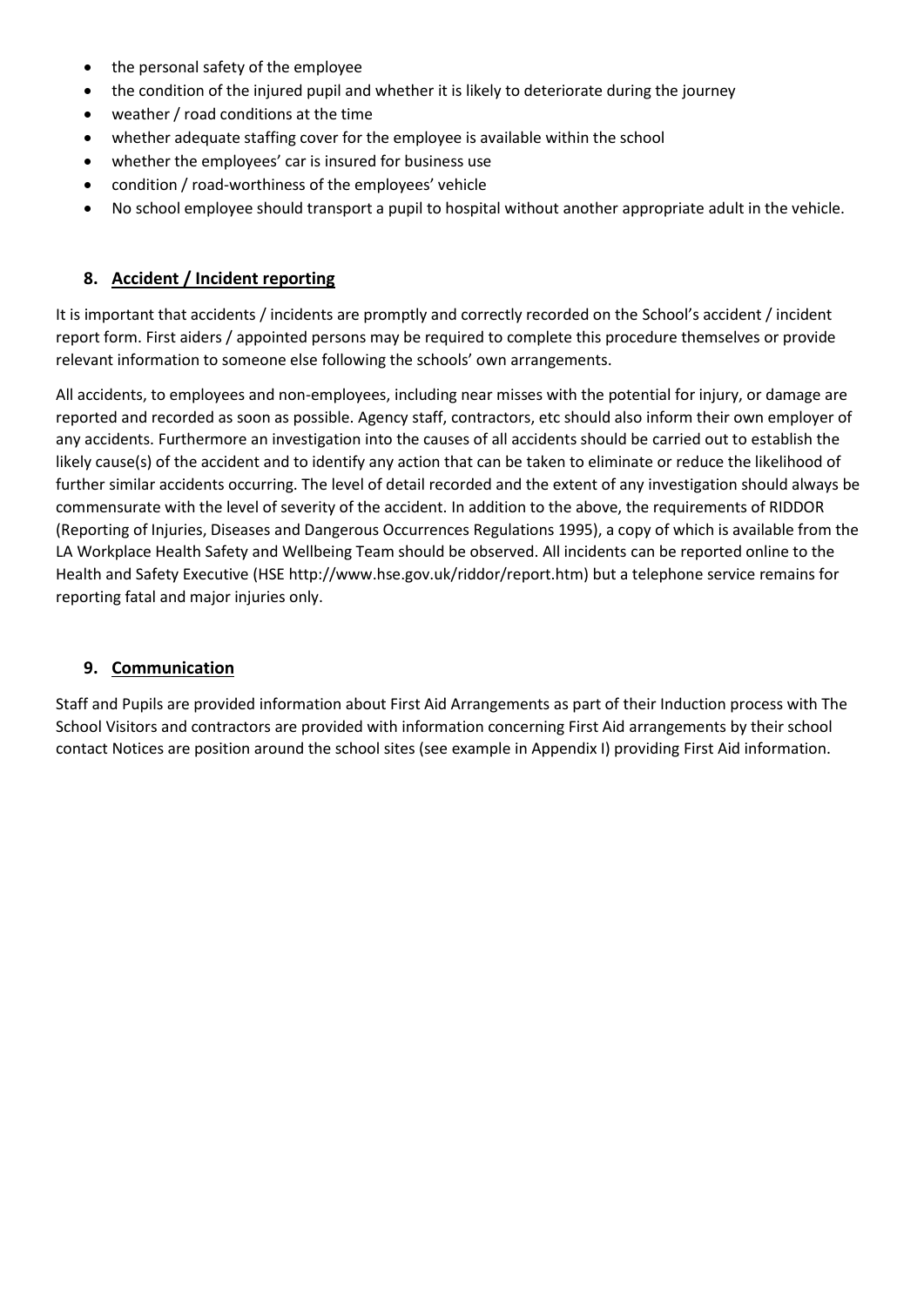- the personal safety of the employee
- the condition of the injured pupil and whether it is likely to deteriorate during the journey
- weather / road conditions at the time
- whether adequate staffing cover for the employee is available within the school
- whether the employees' car is insured for business use
- condition / road-worthiness of the employees' vehicle
- No school employee should transport a pupil to hospital without another appropriate adult in the vehicle.

## 8. Accident / Incident reporting

It is important that accidents / incidents are promptly and correctly recorded on the School's accident / incident report form. First aiders / appointed persons may be required to complete this procedure themselves or provide relevant information to someone else following the schools' own arrangements.

All accidents, to employees and non-employees, including near misses with the potential for injury, or damage are reported and recorded as soon as possible. Agency staff, contractors, etc should also inform their own employer of any accidents. Furthermore an investigation into the causes of all accidents should be carried out to establish the likely cause(s) of the accident and to identify any action that can be taken to eliminate or reduce the likelihood of further similar accidents occurring. The level of detail recorded and the extent of any investigation should always be commensurate with the level of severity of the accident. In addition to the above, the requirements of RIDDOR (Reporting of Injuries, Diseases and Dangerous Occurrences Regulations 1995), a copy of which is available from the LA Workplace Health Safety and Wellbeing Team should be observed. All incidents can be reported online to the Health and Safety Executive (HSE http://www.hse.gov.uk/riddor/report.htm) but a telephone service remains for reporting fatal and major injuries only.

## 9. Communication

Staff and Pupils are provided information about First Aid Arrangements as part of their Induction process with The School Visitors and contractors are provided with information concerning First Aid arrangements by their school contact Notices are position around the school sites (see example in Appendix I) providing First Aid information.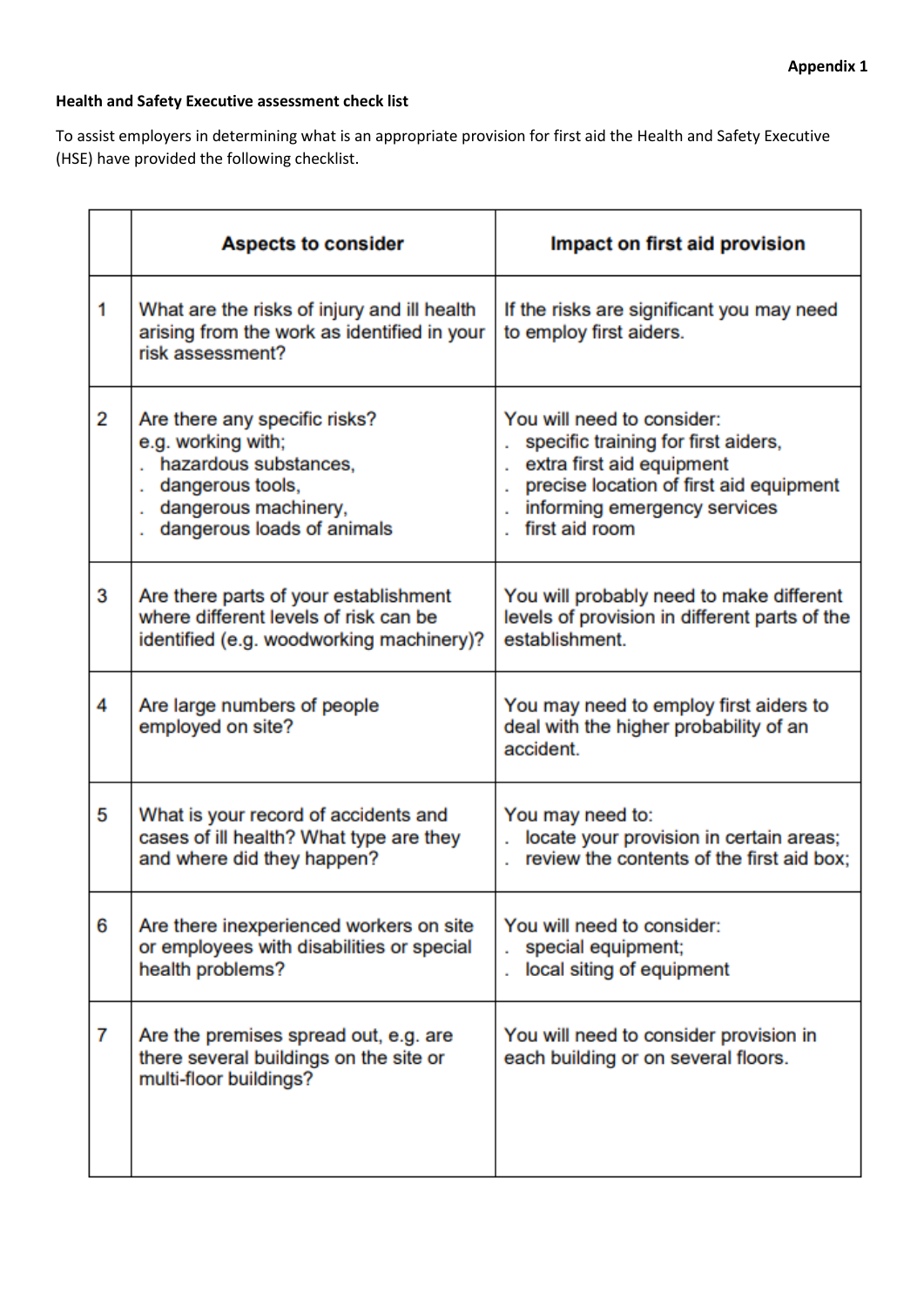**Appendix 1**

**Health and Safety Executive assessment check list**

To assist employers in determining what is an appropriate provision for first aid the Health and Safety Executive (HSE) have provided the following checklist.

| | Aspects to consider | Impact on first aid provision |
|---|---|---|
| 1 | What are the risks of injury and ill health arising from the work as identified in your risk assessment? | If the risks are significant you may need to employ first aiders. |
| 2 | Are there any specific risks? e.g. working with; . hazardous substances, . dangerous tools, . dangerous machinery, . dangerous loads of animals | You will need to consider: . specific training for first aiders, . extra first aid equipment . precise location of first aid equipment . informing emergency services . first aid room |
| 3 | Are there parts of your establishment where different levels of risk can be identified (e.g. woodworking machinery)? | You will probably need to make different levels of provision in different parts of the establishment. |
| 4 | Are large numbers of people employed on site? | You may need to employ first aiders to deal with the higher probability of an accident. |
| 5 | What is your record of accidents and cases of ill health? What type are they and where did they happen? | You may need to: . locate your provision in certain areas; . review the contents of the first aid box; |
| 6 | Are there inexperienced workers on site or employees with disabilities or special health problems? | You will need to consider: . special equipment; . local siting of equipment |
| 7 | Are the premises spread out, e.g. are there several buildings on the site or multi-floor buildings? | You will need to consider provision in each building or on several floors. |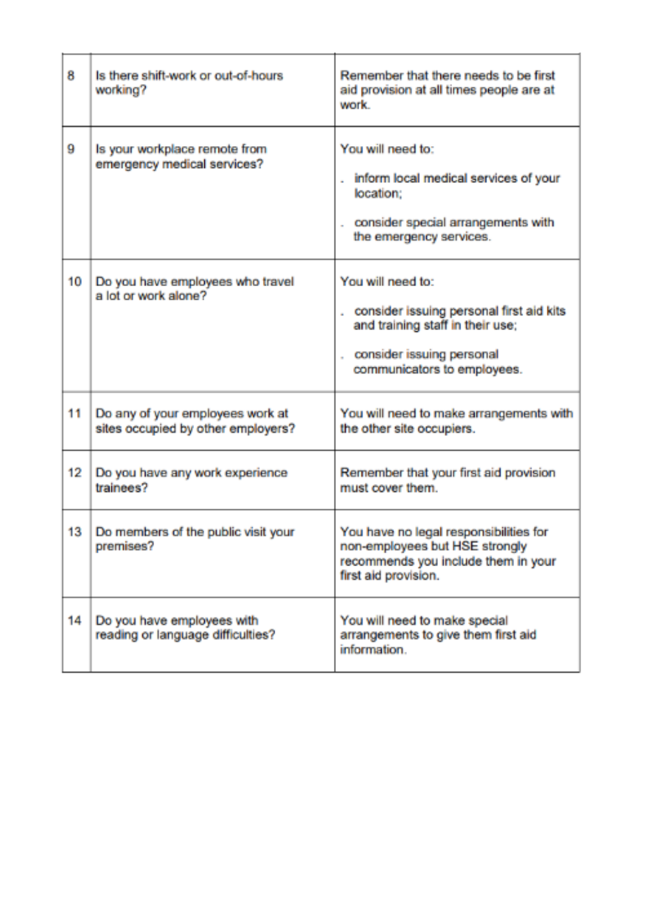| | | |
|---|---|---|
| 8 | Is there shift-work or out-of-hours working? | Remember that there needs to be first aid provision at all times people are at work. |
| 9 | Is your workplace remote from emergency medical services? | You will need to:<br>. inform local medical services of your location;<br>. consider special arrangements with the emergency services. |
| 10 | Do you have employees who travel a lot or work alone? | You will need to:<br>. consider issuing personal first aid kits and training staff in their use;<br>. consider issuing personal communicators to employees. |
| 11 | Do any of your employees work at sites occupied by other employers? | You will need to make arrangements with the other site occupiers. |
| 12 | Do you have any work experience trainees? | Remember that your first aid provision must cover them. |
| 13 | Do members of the public visit your premises? | You have no legal responsibilities for non-employees but HSE strongly recommends you include them in your first aid provision. |
| 14 | Do you have employees with reading or language difficulties? | You will need to make special arrangements to give them first aid information. |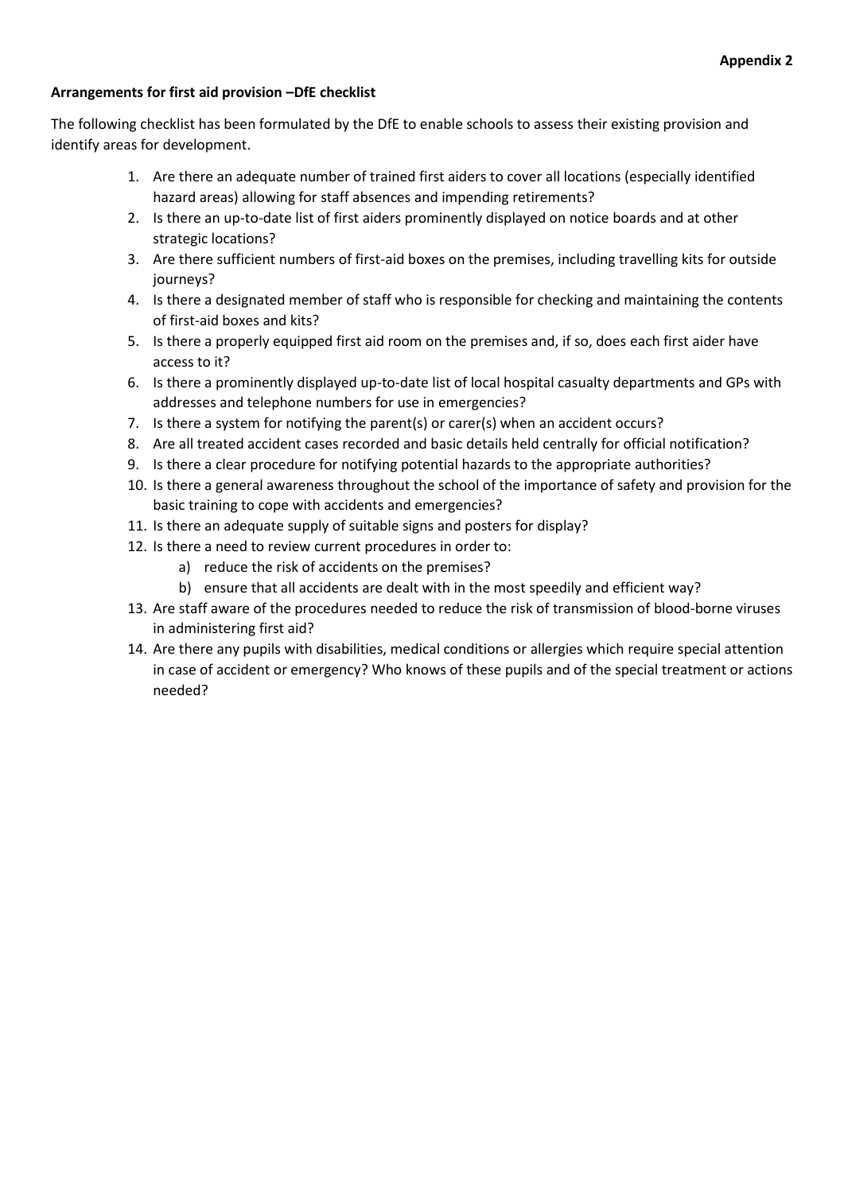**Appendix 2**

**Arrangements for first aid provision –DfE checklist**

The following checklist has been formulated by the DfE to enable schools to assess their existing provision and identify areas for development.

1. Are there an adequate number of trained first aiders to cover all locations (especially identified hazard areas) allowing for staff absences and impending retirements?
2. Is there an up-to-date list of first aiders prominently displayed on notice boards and at other strategic locations?
3. Are there sufficient numbers of first-aid boxes on the premises, including travelling kits for outside journeys?
4. Is there a designated member of staff who is responsible for checking and maintaining the contents of first-aid boxes and kits?
5. Is there a properly equipped first aid room on the premises and, if so, does each first aider have access to it?
6. Is there a prominently displayed up-to-date list of local hospital casualty departments and GPs with addresses and telephone numbers for use in emergencies?
7. Is there a system for notifying the parent(s) or carer(s) when an accident occurs?
8. Are all treated accident cases recorded and basic details held centrally for official notification?
9. Is there a clear procedure for notifying potential hazards to the appropriate authorities?
10. Is there a general awareness throughout the school of the importance of safety and provision for the basic training to cope with accidents and emergencies?
11. Is there an adequate supply of suitable signs and posters for display?
12. Is there a need to review current procedures in order to:
    a) reduce the risk of accidents on the premises?
    b) ensure that all accidents are dealt with in the most speedily and efficient way?
13. Are staff aware of the procedures needed to reduce the risk of transmission of blood-borne viruses in administering first aid?
14. Are there any pupils with disabilities, medical conditions or allergies which require special attention in case of accident or emergency? Who knows of these pupils and of the special treatment or actions needed?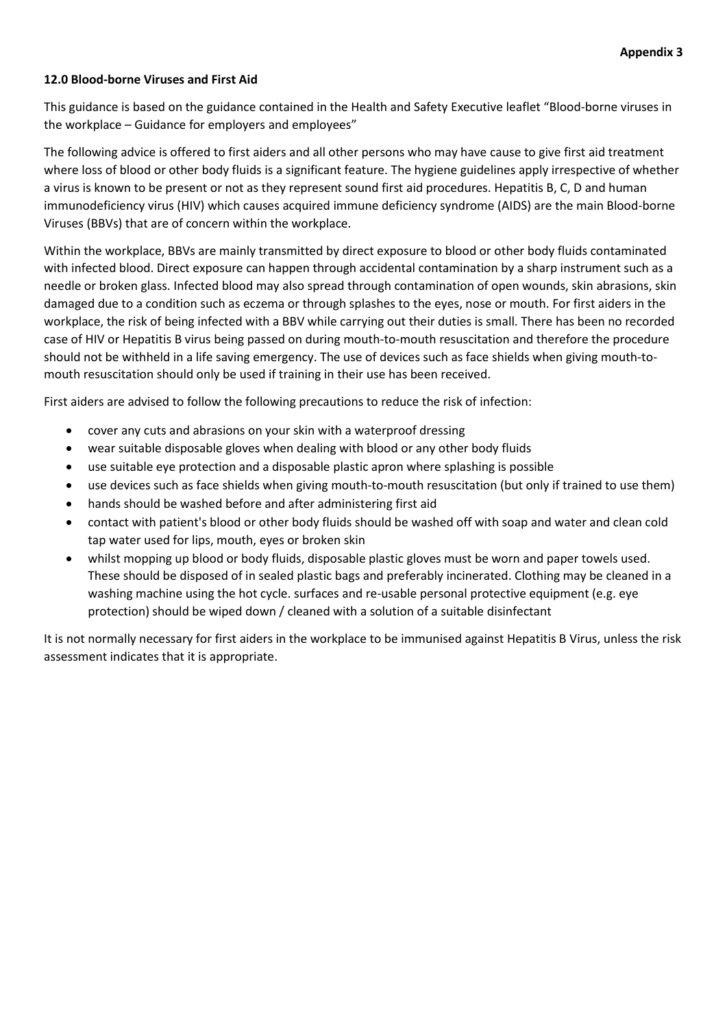**Appendix 3**

**12.0 Blood-borne Viruses and First Aid**

This guidance is based on the guidance contained in the Health and Safety Executive leaflet "Blood-borne viruses in the workplace – Guidance for employers and employees"

The following advice is offered to first aiders and all other persons who may have cause to give first aid treatment where loss of blood or other body fluids is a significant feature. The hygiene guidelines apply irrespective of whether a virus is known to be present or not as they represent sound first aid procedures. Hepatitis B, C, D and human immunodeficiency virus (HIV) which causes acquired immune deficiency syndrome (AIDS) are the main Blood-borne Viruses (BBVs) that are of concern within the workplace.

Within the workplace, BBVs are mainly transmitted by direct exposure to blood or other body fluids contaminated with infected blood. Direct exposure can happen through accidental contamination by a sharp instrument such as a needle or broken glass. Infected blood may also spread through contamination of open wounds, skin abrasions, skin damaged due to a condition such as eczema or through splashes to the eyes, nose or mouth. For first aiders in the workplace, the risk of being infected with a BBV while carrying out their duties is small. There has been no recorded case of HIV or Hepatitis B virus being passed on during mouth-to-mouth resuscitation and therefore the procedure should not be withheld in a life saving emergency. The use of devices such as face shields when giving mouth-to-mouth resuscitation should only be used if training in their use has been received.

First aiders are advised to follow the following precautions to reduce the risk of infection:

- cover any cuts and abrasions on your skin with a waterproof dressing
- wear suitable disposable gloves when dealing with blood or any other body fluids
- use suitable eye protection and a disposable plastic apron where splashing is possible
- use devices such as face shields when giving mouth-to-mouth resuscitation (but only if trained to use them)
- hands should be washed before and after administering first aid
- contact with patient's blood or other body fluids should be washed off with soap and water and clean cold tap water used for lips, mouth, eyes or broken skin
- whilst mopping up blood or body fluids, disposable plastic gloves must be worn and paper towels used. These should be disposed of in sealed plastic bags and preferably incinerated. Clothing may be cleaned in a washing machine using the hot cycle. surfaces and re-usable personal protective equipment (e.g. eye protection) should be wiped down / cleaned with a solution of a suitable disinfectant

It is not normally necessary for first aiders in the workplace to be immunised against Hepatitis B Virus, unless the risk assessment indicates that it is appropriate.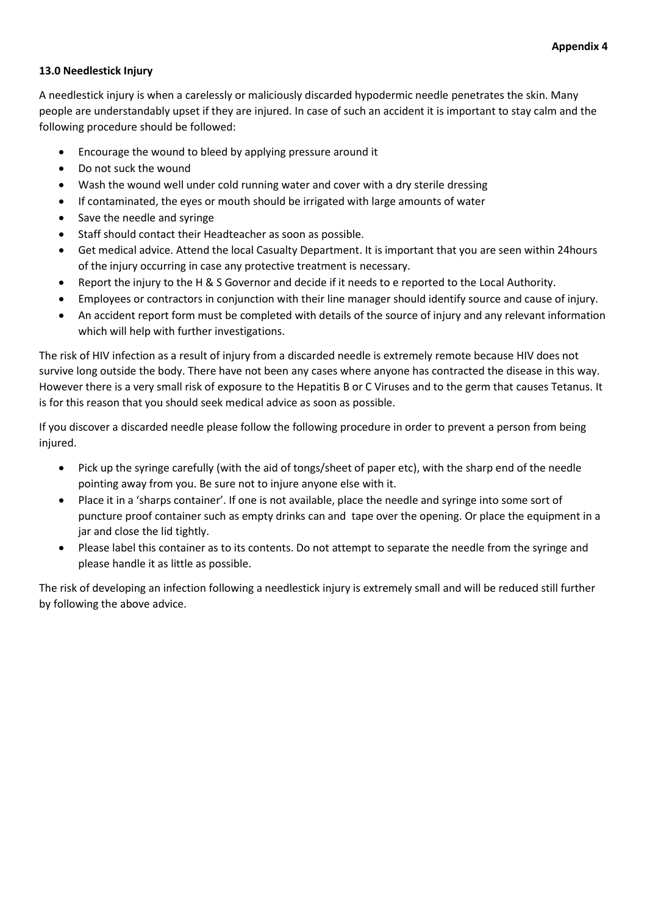**Appendix 4**

**13.0 Needlestick Injury**

A needlestick injury is when a carelessly or maliciously discarded hypodermic needle penetrates the skin. Many people are understandably upset if they are injured. In case of such an accident it is important to stay calm and the following procedure should be followed:

- Encourage the wound to bleed by applying pressure around it
- Do not suck the wound
- Wash the wound well under cold running water and cover with a dry sterile dressing
- If contaminated, the eyes or mouth should be irrigated with large amounts of water
- Save the needle and syringe
- Staff should contact their Headteacher as soon as possible.
- Get medical advice. Attend the local Casualty Department. It is important that you are seen within 24hours of the injury occurring in case any protective treatment is necessary.
- Report the injury to the H & S Governor and decide if it needs to e reported to the Local Authority.
- Employees or contractors in conjunction with their line manager should identify source and cause of injury.
- An accident report form must be completed with details of the source of injury and any relevant information which will help with further investigations.

The risk of HIV infection as a result of injury from a discarded needle is extremely remote because HIV does not survive long outside the body. There have not been any cases where anyone has contracted the disease in this way. However there is a very small risk of exposure to the Hepatitis B or C Viruses and to the germ that causes Tetanus. It is for this reason that you should seek medical advice as soon as possible.

If you discover a discarded needle please follow the following procedure in order to prevent a person from being injured.

- Pick up the syringe carefully (with the aid of tongs/sheet of paper etc), with the sharp end of the needle pointing away from you. Be sure not to injure anyone else with it.
- Place it in a 'sharps container'. If one is not available, place the needle and syringe into some sort of puncture proof container such as empty drinks can and tape over the opening. Or place the equipment in a jar and close the lid tightly.
- Please label this container as to its contents. Do not attempt to separate the needle from the syringe and please handle it as little as possible.

The risk of developing an infection following a needlestick injury is extremely small and will be reduced still further by following the above advice.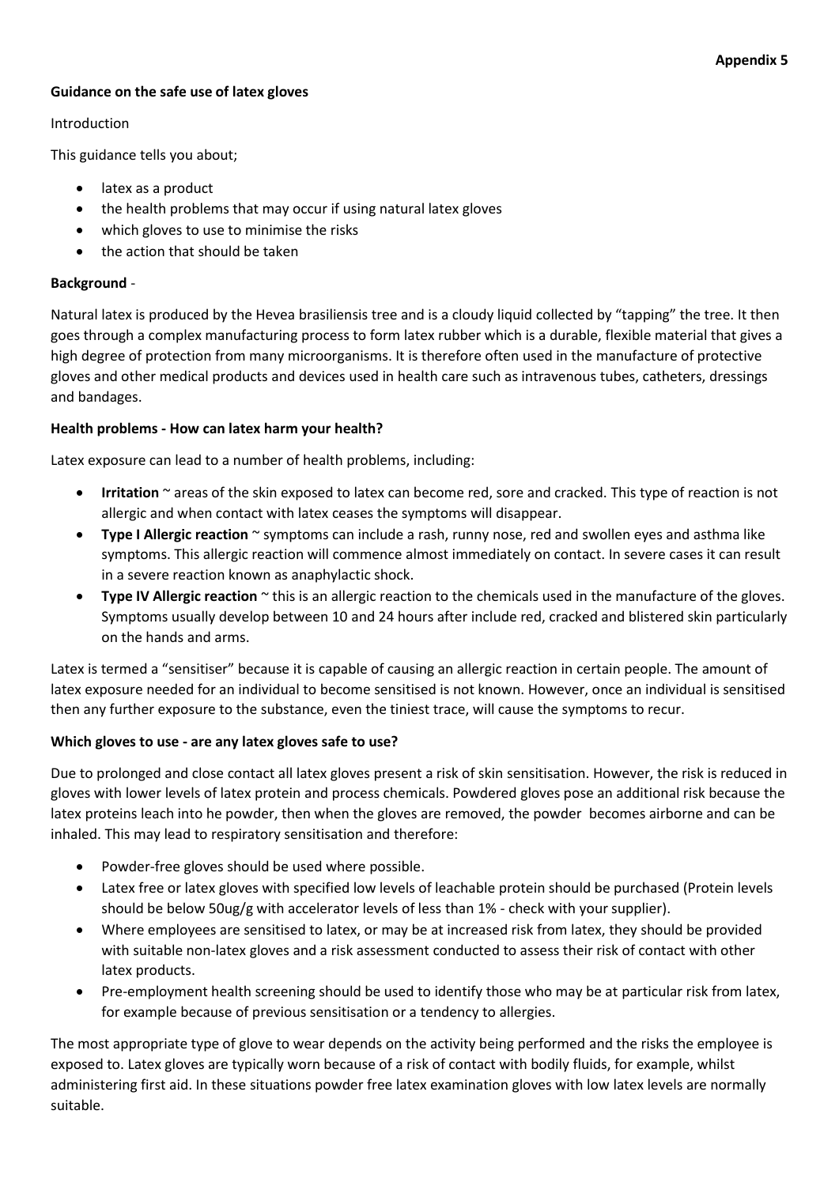**Appendix 5**

**Guidance on the safe use of latex gloves**

Introduction

This guidance tells you about;

- latex as a product
- the health problems that may occur if using natural latex gloves
- which gloves to use to minimise the risks
- the action that should be taken

**Background** -

Natural latex is produced by the Hevea brasiliensis tree and is a cloudy liquid collected by "tapping" the tree. It then goes through a complex manufacturing process to form latex rubber which is a durable, flexible material that gives a high degree of protection from many microorganisms. It is therefore often used in the manufacture of protective gloves and other medical products and devices used in health care such as intravenous tubes, catheters, dressings and bandages.

**Health problems - How can latex harm your health?**

Latex exposure can lead to a number of health problems, including:

- **Irritation** ~ areas of the skin exposed to latex can become red, sore and cracked. This type of reaction is not allergic and when contact with latex ceases the symptoms will disappear.
- **Type I Allergic reaction** ~ symptoms can include a rash, runny nose, red and swollen eyes and asthma like symptoms. This allergic reaction will commence almost immediately on contact. In severe cases it can result in a severe reaction known as anaphylactic shock.
- **Type IV Allergic reaction** ~ this is an allergic reaction to the chemicals used in the manufacture of the gloves. Symptoms usually develop between 10 and 24 hours after include red, cracked and blistered skin particularly on the hands and arms.

Latex is termed a "sensitiser" because it is capable of causing an allergic reaction in certain people. The amount of latex exposure needed for an individual to become sensitised is not known. However, once an individual is sensitised then any further exposure to the substance, even the tiniest trace, will cause the symptoms to recur.

**Which gloves to use - are any latex gloves safe to use?**

Due to prolonged and close contact all latex gloves present a risk of skin sensitisation. However, the risk is reduced in gloves with lower levels of latex protein and process chemicals. Powdered gloves pose an additional risk because the latex proteins leach into he powder, then when the gloves are removed, the powder becomes airborne and can be inhaled. This may lead to respiratory sensitisation and therefore:

- Powder-free gloves should be used where possible.
- Latex free or latex gloves with specified low levels of leachable protein should be purchased (Protein levels should be below 50ug/g with accelerator levels of less than 1% - check with your supplier).
- Where employees are sensitised to latex, or may be at increased risk from latex, they should be provided with suitable non-latex gloves and a risk assessment conducted to assess their risk of contact with other latex products.
- Pre-employment health screening should be used to identify those who may be at particular risk from latex, for example because of previous sensitisation or a tendency to allergies.

The most appropriate type of glove to wear depends on the activity being performed and the risks the employee is exposed to. Latex gloves are typically worn because of a risk of contact with bodily fluids, for example, whilst administering first aid. In these situations powder free latex examination gloves with low latex levels are normally suitable.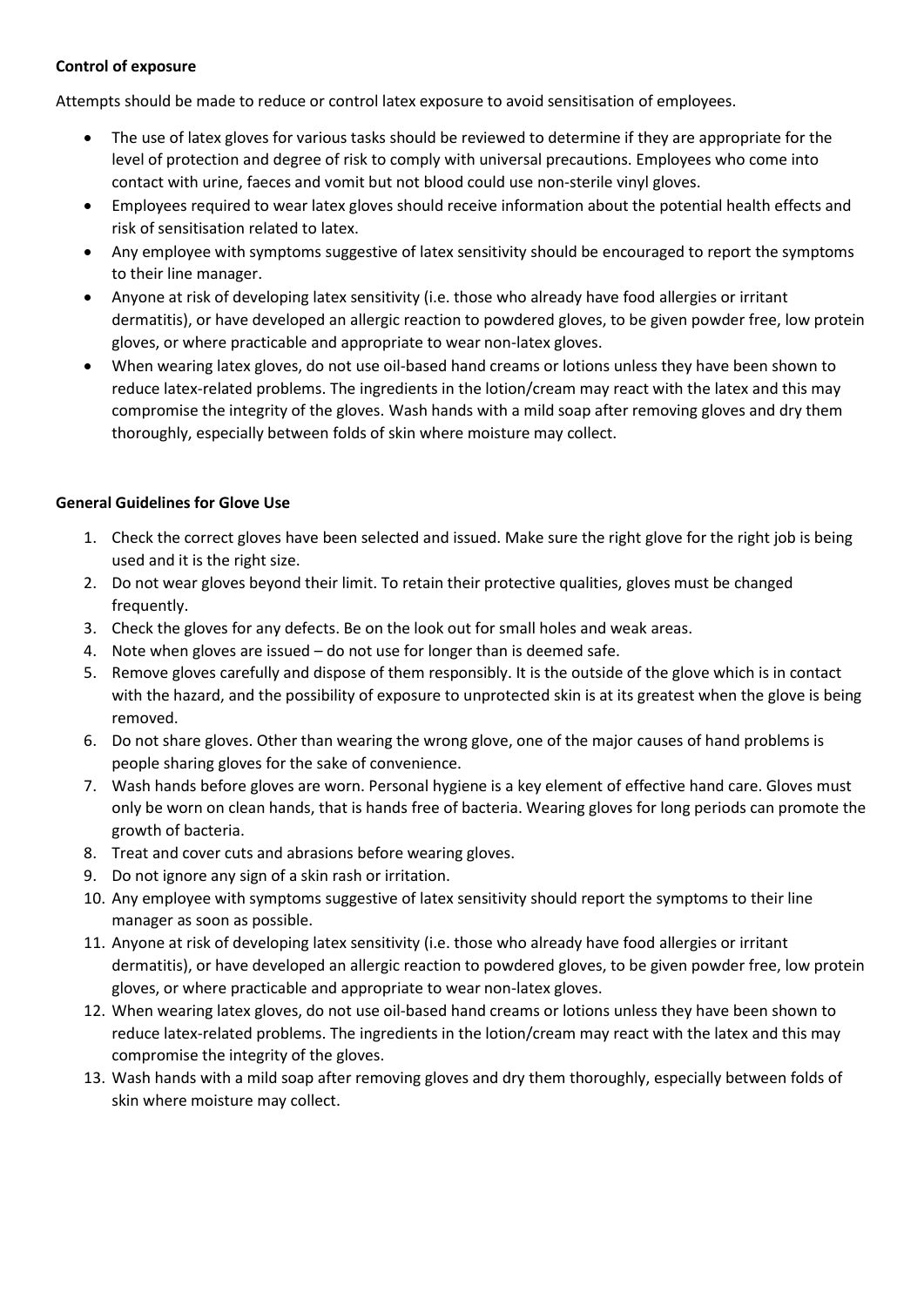**Control of exposure**

Attempts should be made to reduce or control latex exposure to avoid sensitisation of employees.

- The use of latex gloves for various tasks should be reviewed to determine if they are appropriate for the level of protection and degree of risk to comply with universal precautions. Employees who come into contact with urine, faeces and vomit but not blood could use non-sterile vinyl gloves.
- Employees required to wear latex gloves should receive information about the potential health effects and risk of sensitisation related to latex.
- Any employee with symptoms suggestive of latex sensitivity should be encouraged to report the symptoms to their line manager.
- Anyone at risk of developing latex sensitivity (i.e. those who already have food allergies or irritant dermatitis), or have developed an allergic reaction to powdered gloves, to be given powder free, low protein gloves, or where practicable and appropriate to wear non-latex gloves.
- When wearing latex gloves, do not use oil-based hand creams or lotions unless they have been shown to reduce latex-related problems. The ingredients in the lotion/cream may react with the latex and this may compromise the integrity of the gloves. Wash hands with a mild soap after removing gloves and dry them thoroughly, especially between folds of skin where moisture may collect.

**General Guidelines for Glove Use**

1. Check the correct gloves have been selected and issued. Make sure the right glove for the right job is being used and it is the right size.
2. Do not wear gloves beyond their limit. To retain their protective qualities, gloves must be changed frequently.
3. Check the gloves for any defects. Be on the look out for small holes and weak areas.
4. Note when gloves are issued – do not use for longer than is deemed safe.
5. Remove gloves carefully and dispose of them responsibly. It is the outside of the glove which is in contact with the hazard, and the possibility of exposure to unprotected skin is at its greatest when the glove is being removed.
6. Do not share gloves. Other than wearing the wrong glove, one of the major causes of hand problems is people sharing gloves for the sake of convenience.
7. Wash hands before gloves are worn. Personal hygiene is a key element of effective hand care. Gloves must only be worn on clean hands, that is hands free of bacteria. Wearing gloves for long periods can promote the growth of bacteria.
8. Treat and cover cuts and abrasions before wearing gloves.
9. Do not ignore any sign of a skin rash or irritation.
10. Any employee with symptoms suggestive of latex sensitivity should report the symptoms to their line manager as soon as possible.
11. Anyone at risk of developing latex sensitivity (i.e. those who already have food allergies or irritant dermatitis), or have developed an allergic reaction to powdered gloves, to be given powder free, low protein gloves, or where practicable and appropriate to wear non-latex gloves.
12. When wearing latex gloves, do not use oil-based hand creams or lotions unless they have been shown to reduce latex-related problems. The ingredients in the lotion/cream may react with the latex and this may compromise the integrity of the gloves.
13. Wash hands with a mild soap after removing gloves and dry them thoroughly, especially between folds of skin where moisture may collect.